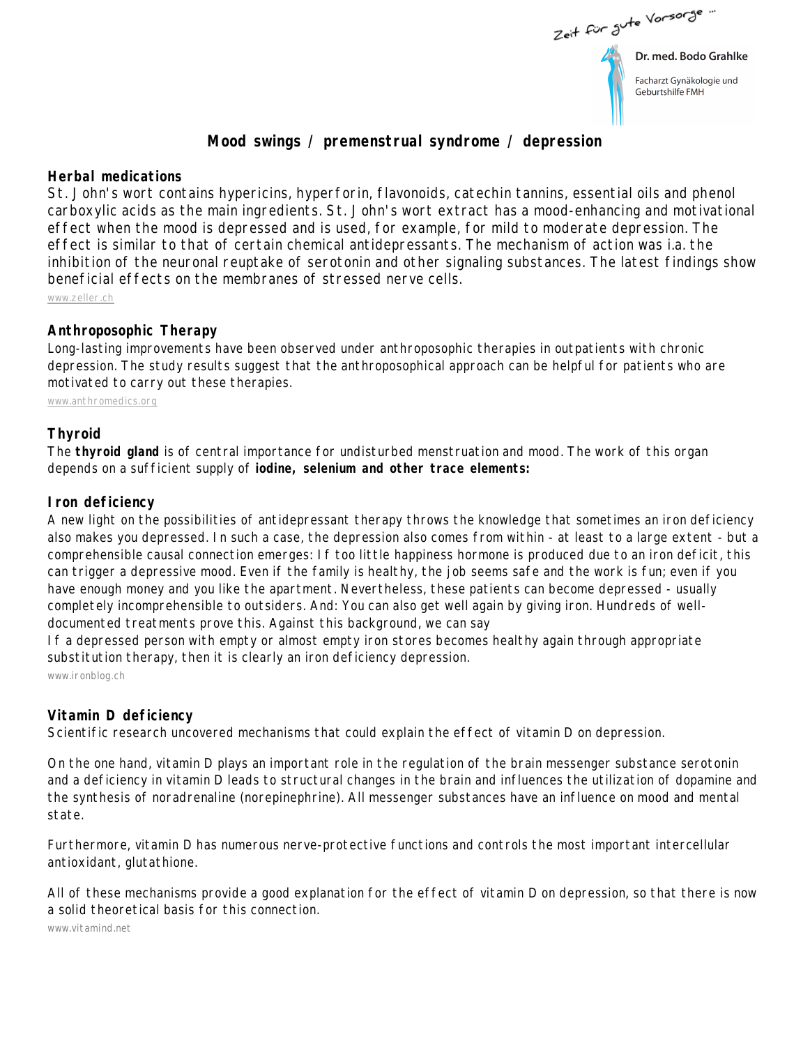Zeit für gute Vorsorge ...

**Dr. med. Bodo Grahlke**

Facharzt Gynäkologie und Geburtshilfe FMH

# Mood swings / premenstrual syndrome / depression

## Herbal medications

St. John's wort contains hypericins, hyperforin, flavonoids, catechin tannins, essential oils and phenol carboxylic acids as the main ingredients. St. John's wort extract has a mood-enhancing and motivational effect when the mood is depressed and is used, for example, for mild to moderate depression. The effect is similar to that of certain chemical antidepressants. The mechanism of action was i.a. the inhibition of the neuronal reuptake of serotonin and other signaling substances. The latest findings show beneficial effects on the membranes of stressed nerve cells.

www.zeller.ch

## Anthroposophic Therapy

Long-lasting improvements have been observed under anthroposophic therapies in outpatients with chronic depression. The study results suggest that the anthroposophical approach can be helpful for patients who are motivated to carry out these therapies.

www.anthromedics.org

## Thyroid

The **thyroid gland** is of central importance for undisturbed menstruation and mood. The work of this organ depends on a sufficient supply of **iodine, selenium and other trace elements:**

## Iron deficiency

A new light on the possibilities of antidepressant therapy throws the knowledge that sometimes an iron deficiency also makes you depressed. In such a case, the depression also comes from within - at least to a large extent - but a comprehensible causal connection emerges: If too little happiness hormone is produced due to an iron deficit, this can trigger a depressive mood. Even if the family is healthy, the job seems safe and the work is fun; even if you have enough money and you like the apartment. Nevertheless, these patients can become depressed - usually completely incomprehensible to outsiders. And: You can also get well again by giving iron. Hundreds of well-documented treatments prove this. Against this background, we can say

If a depressed person with empty or almost empty iron stores becomes healthy again through appropriate substitution therapy, then it is clearly an iron deficiency depression.

www.ironblog.ch

## Vitamin D deficiency

Scientific research uncovered mechanisms that could explain the effect of vitamin D on depression.

On the one hand, vitamin D plays an important role in the regulation of the brain messenger substance serotonin and a deficiency in vitamin D leads to structural changes in the brain and influences the utilization of dopamine and the synthesis of noradrenaline (norepinephrine). All messenger substances have an influence on mood and mental state.

Furthermore, vitamin D has numerous nerve-protective functions and controls the most important intercellular antioxidant, glutathione.

All of these mechanisms provide a good explanation for the effect of vitamin D on depression, so that there is now a solid theoretical basis for this connection.

www.vitamind.net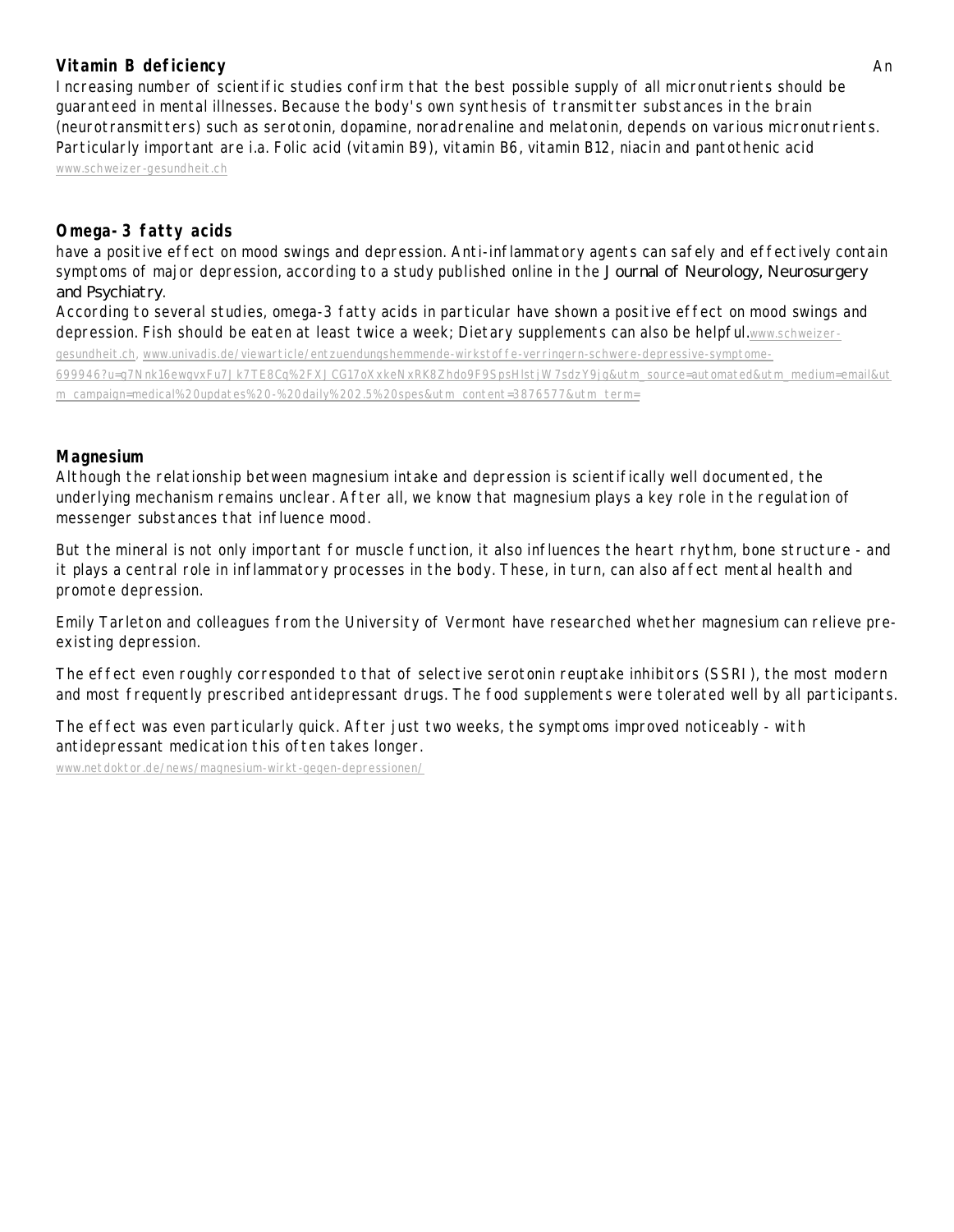**Vitamin B deficiency**

An

Increasing number of scientific studies confirm that the best possible supply of all micronutrients should be guaranteed in mental illnesses. Because the body's own synthesis of transmitter substances in the brain (neurotransmitters) such as serotonin, dopamine, noradrenaline and melatonin, depends on various micronutrients. Particularly important are i.a. Folic acid (vitamin B9), vitamin B6, vitamin B12, niacin and pantothenic acid

www.schweizer-gesundheit.ch

**Omega-3 fatty acids**

have a positive effect on mood swings and depression. Anti-inflammatory agents can safely and effectively contain symptoms of major depression, according to a study published online in the Journal of Neurology, Neurosurgery and Psychiatry.

According to several studies, omega-3 fatty acids in particular have shown a positive effect on mood swings and depression. Fish should be eaten at least twice a week; Dietary supplements can also be helpful. www.schweizer-gesundheit.ch, www.univadis.de/viewarticle/entzuendungshemmende-wirkstoffe-verringern-schwere-depressive-symptome-699946?u=q7Nnk16ewgvxFu7Jk7TE8Cq%2FXJCG17oXxkeNxRK8Zhdo9F9SpsHlstjW7sdzY9jg&utm_source=automated&utm_medium=email&utm_campaign=medical%20updates%20-%20daily%202.5%20spes&utm_content=3876577&utm_term=

**Magnesium**

Although the relationship between magnesium intake and depression is scientifically well documented, the underlying mechanism remains unclear. After all, we know that magnesium plays a key role in the regulation of messenger substances that influence mood.

But the mineral is not only important for muscle function, it also influences the heart rhythm, bone structure - and it plays a central role in inflammatory processes in the body. These, in turn, can also affect mental health and promote depression.

Emily Tarleton and colleagues from the University of Vermont have researched whether magnesium can relieve pre-existing depression.

The effect even roughly corresponded to that of selective serotonin reuptake inhibitors (SSRI), the most modern and most frequently prescribed antidepressant drugs. The food supplements were tolerated well by all participants.

The effect was even particularly quick. After just two weeks, the symptoms improved noticeably - with antidepressant medication this often takes longer.

www.netdoktor.de/news/magnesium-wirkt-gegen-depressionen/